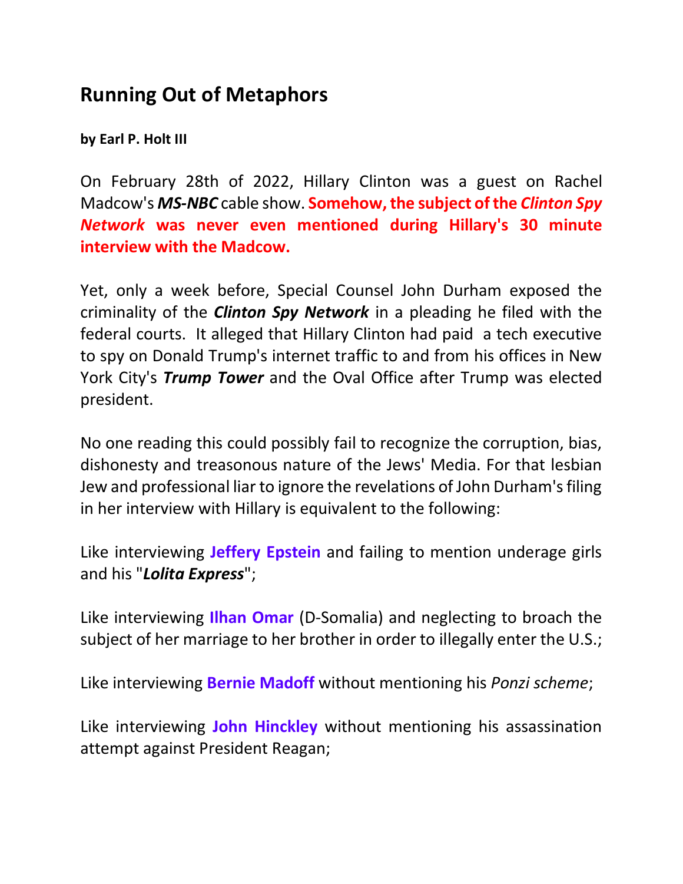# Running Out of Metaphors

**by Earl P. Holt III**

On February 28th of 2022, Hillary Clinton was a guest on Rachel Madcow's ***MS-NBC*** cable show. **Somehow, the subject of the *Clinton Spy Network* was never even mentioned during Hillary's 30 minute interview with the Madcow.**

Yet, only a week before, Special Counsel John Durham exposed the criminality of the ***Clinton Spy Network*** in a pleading he filed with the federal courts. It alleged that Hillary Clinton had paid a tech executive to spy on Donald Trump's internet traffic to and from his offices in New York City's ***Trump Tower*** and the Oval Office after Trump was elected president.

No one reading this could possibly fail to recognize the corruption, bias, dishonesty and treasonous nature of the Jews' Media. For that lesbian Jew and professional liar to ignore the revelations of John Durham's filing in her interview with Hillary is equivalent to the following:

Like interviewing **Jeffery Epstein** and failing to mention underage girls and his "***Lolita Express***";

Like interviewing **Ilhan Omar** (D-Somalia) and neglecting to broach the subject of her marriage to her brother in order to illegally enter the U.S.;

Like interviewing **Bernie Madoff** without mentioning his *Ponzi scheme*;

Like interviewing **John Hinckley** without mentioning his assassination attempt against President Reagan;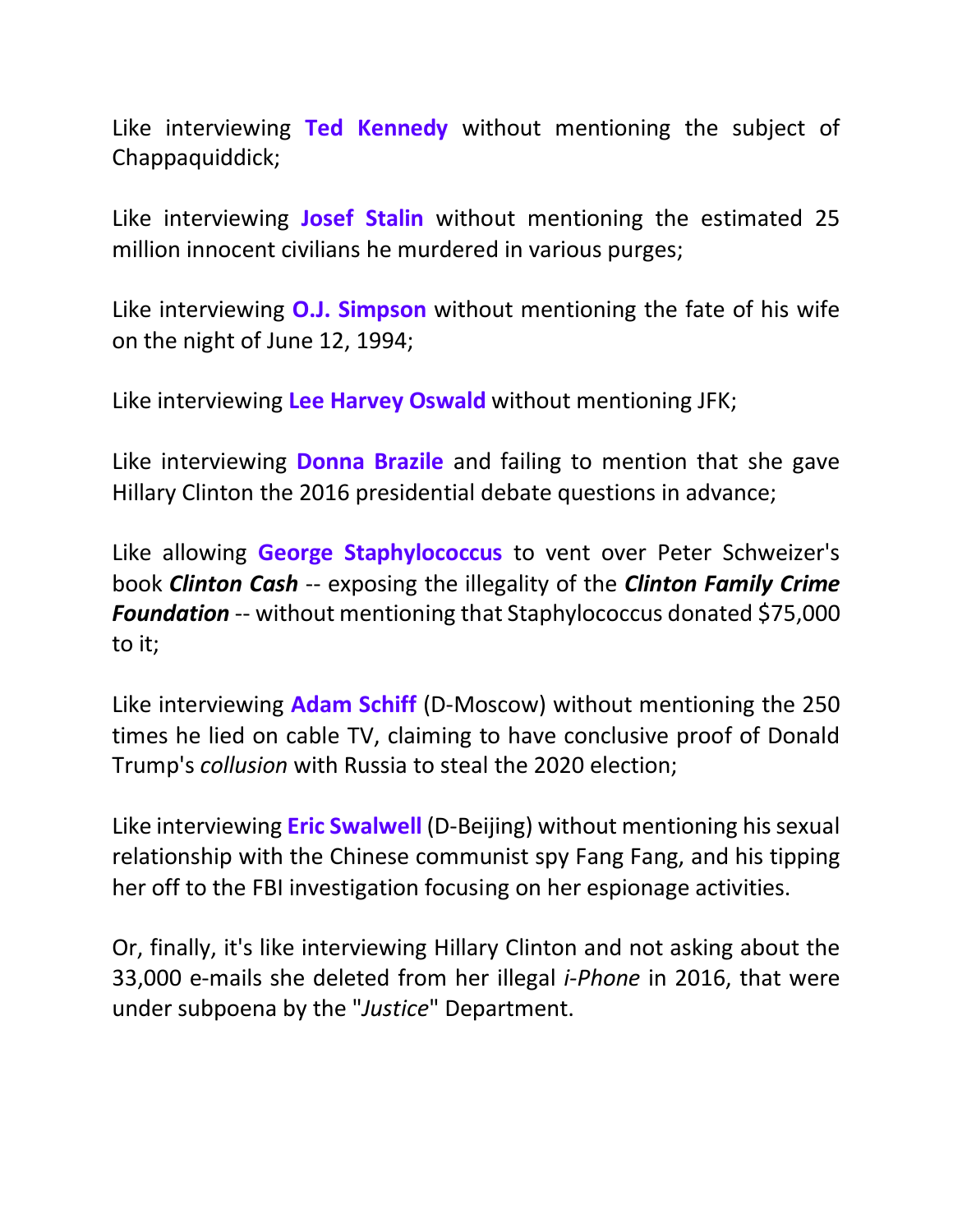Like interviewing **Ted Kennedy** without mentioning the subject of Chappaquiddick;

Like interviewing **Josef Stalin** without mentioning the estimated 25 million innocent civilians he murdered in various purges;

Like interviewing **O.J. Simpson** without mentioning the fate of his wife on the night of June 12, 1994;

Like interviewing **Lee Harvey Oswald** without mentioning JFK;

Like interviewing **Donna Brazile** and failing to mention that she gave Hillary Clinton the 2016 presidential debate questions in advance;

Like allowing **George Staphylococcus** to vent over Peter Schweizer's book ***Clinton Cash*** -- exposing the illegality of the ***Clinton Family Crime Foundation*** -- without mentioning that Staphylococcus donated $75,000 to it;

Like interviewing **Adam Schiff** (D-Moscow) without mentioning the 250 times he lied on cable TV, claiming to have conclusive proof of Donald Trump's *collusion* with Russia to steal the 2020 election;

Like interviewing **Eric Swalwell** (D-Beijing) without mentioning his sexual relationship with the Chinese communist spy Fang Fang, and his tipping her off to the FBI investigation focusing on her espionage activities.

Or, finally, it's like interviewing Hillary Clinton and not asking about the 33,000 e-mails she deleted from her illegal *i-Phone* in 2016, that were under subpoena by the "*Justice*" Department.